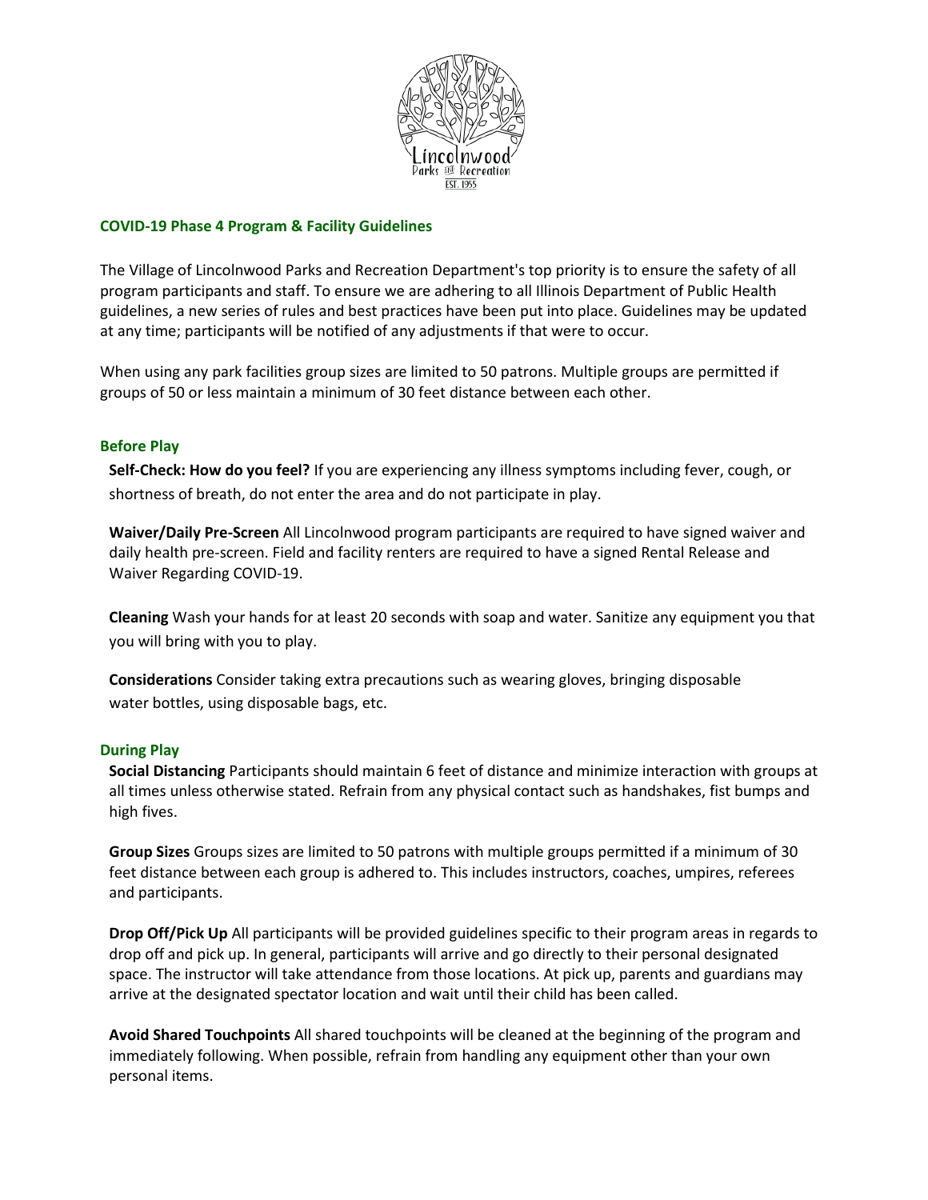## COVID-19 Phase 4 Program & Facility Guidelines

The Village of Lincolnwood Parks and Recreation Department's top priority is to ensure the safety of all program participants and staff. To ensure we are adhering to all Illinois Department of Public Health guidelines, a new series of rules and best practices have been put into place. Guidelines may be updated at any time; participants will be notified of any adjustments if that were to occur.

When using any park facilities group sizes are limited to 50 patrons. Multiple groups are permitted if groups of 50 or less maintain a minimum of 30 feet distance between each other.

### Before Play

**Self-Check: How do you feel?** If you are experiencing any illness symptoms including fever, cough, or shortness of breath, do not enter the area and do not participate in play.

**Waiver/Daily Pre-Screen** All Lincolnwood program participants are required to have signed waiver and daily health pre-screen. Field and facility renters are required to have a signed Rental Release and Waiver Regarding COVID-19.

**Cleaning** Wash your hands for at least 20 seconds with soap and water. Sanitize any equipment you that you will bring with you to play.

**Considerations** Consider taking extra precautions such as wearing gloves, bringing disposable water bottles, using disposable bags, etc.

### During Play

**Social Distancing** Participants should maintain 6 feet of distance and minimize interaction with groups at all times unless otherwise stated. Refrain from any physical contact such as handshakes, fist bumps and high fives.

**Group Sizes** Groups sizes are limited to 50 patrons with multiple groups permitted if a minimum of 30 feet distance between each group is adhered to. This includes instructors, coaches, umpires, referees and participants.

**Drop Off/Pick Up** All participants will be provided guidelines specific to their program areas in regards to drop off and pick up. In general, participants will arrive and go directly to their personal designated space. The instructor will take attendance from those locations. At pick up, parents and guardians may arrive at the designated spectator location and wait until their child has been called.

**Avoid Shared Touchpoints** All shared touchpoints will be cleaned at the beginning of the program and immediately following. When possible, refrain from handling any equipment other than your own personal items.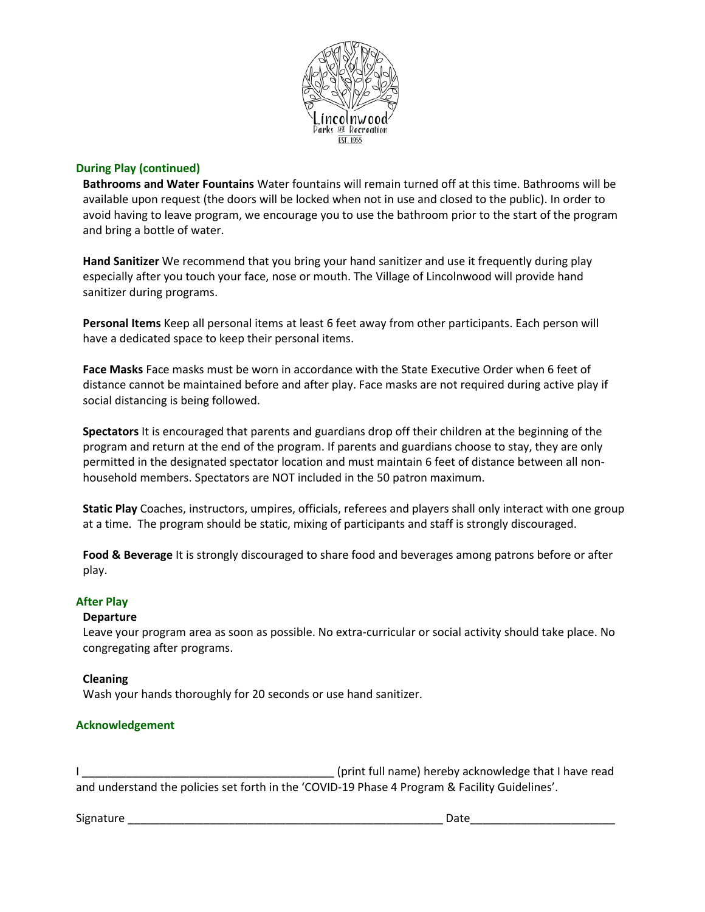## During Play (continued)

**Bathrooms and Water Fountains** Water fountains will remain turned off at this time. Bathrooms will be available upon request (the doors will be locked when not in use and closed to the public). In order to avoid having to leave program, we encourage you to use the bathroom prior to the start of the program and bring a bottle of water.

**Hand Sanitizer** We recommend that you bring your hand sanitizer and use it frequently during play especially after you touch your face, nose or mouth. The Village of Lincolnwood will provide hand sanitizer during programs.

**Personal Items** Keep all personal items at least 6 feet away from other participants. Each person will have a dedicated space to keep their personal items.

**Face Masks** Face masks must be worn in accordance with the State Executive Order when 6 feet of distance cannot be maintained before and after play. Face masks are not required during active play if social distancing is being followed.

**Spectators** It is encouraged that parents and guardians drop off their children at the beginning of the program and return at the end of the program. If parents and guardians choose to stay, they are only permitted in the designated spectator location and must maintain 6 feet of distance between all non-household members. Spectators are NOT included in the 50 patron maximum.

**Static Play** Coaches, instructors, umpires, officials, referees and players shall only interact with one group at a time. The program should be static, mixing of participants and staff is strongly discouraged.

**Food & Beverage** It is strongly discouraged to share food and beverages among patrons before or after play.

## After Play

**Departure**

Leave your program area as soon as possible. No extra-curricular or social activity should take place. No congregating after programs.

**Cleaning**

Wash your hands thoroughly for 20 seconds or use hand sanitizer.

## Acknowledgement

I ________________________________________ (print full name) hereby acknowledge that I have read and understand the policies set forth in the 'COVID-19 Phase 4 Program & Facility Guidelines'.

Signature ____________________________________________________ Date______________________